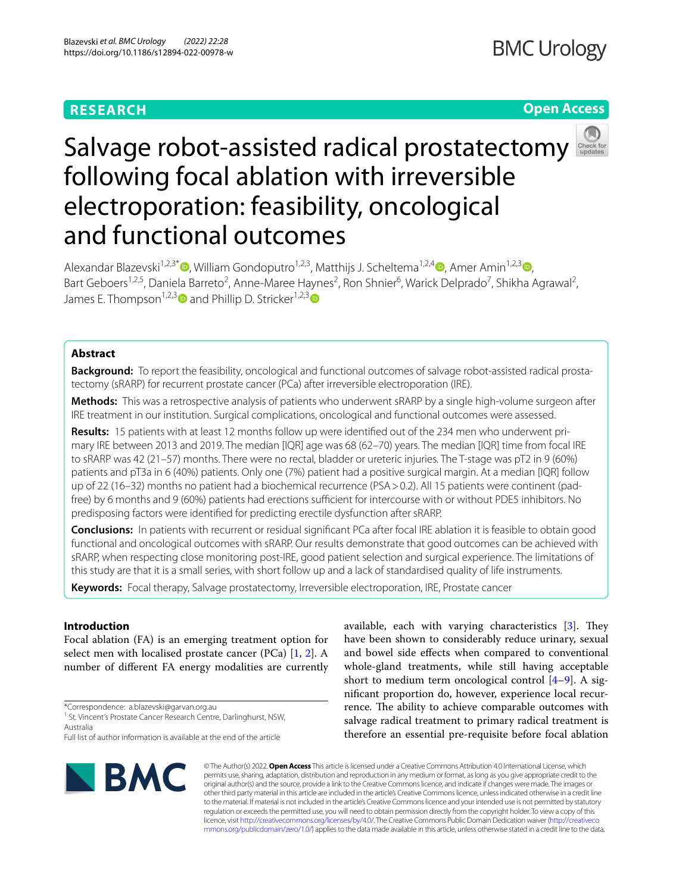RESEARCH

Open Access

# Salvage robot-assisted radical prostatectomy following focal ablation with irreversible electroporation: feasibility, oncological and functional outcomes

Alexandar Blazevski[1,2,3*], William Gondoputro[1,2,3], Matthijs J. Scheltema[1,2,4], Amer Amin[1,2,3], Bart Geboers[1,2,5], Daniela Barreto[2], Anne-Maree Haynes[2], Ron Shnier[6], Warick Delprado[7], Shikha Agrawal[2], James E. Thompson[1,2,3] and Phillip D. Stricker[1,2,3]

## Abstract

**Background:** To report the feasibility, oncological and functional outcomes of salvage robot-assisted radical prostatectomy (sRARP) for recurrent prostate cancer (PCa) after irreversible electroporation (IRE).

**Methods:** This was a retrospective analysis of patients who underwent sRARP by a single high-volume surgeon after IRE treatment in our institution. Surgical complications, oncological and functional outcomes were assessed.

**Results:** 15 patients with at least 12 months follow up were identified out of the 234 men who underwent primary IRE between 2013 and 2019. The median [IQR] age was 68 (62–70) years. The median [IQR] time from focal IRE to sRARP was 42 (21–57) months. There were no rectal, bladder or ureteric injuries. The T-stage was pT2 in 9 (60%) patients and pT3a in 6 (40%) patients. Only one (7%) patient had a positive surgical margin. At a median [IQR] follow up of 22 (16–32) months no patient had a biochemical recurrence (PSA > 0.2). All 15 patients were continent (pad-free) by 6 months and 9 (60%) patients had erections sufficient for intercourse with or without PDE5 inhibitors. No predisposing factors were identified for predicting erectile dysfunction after sRARP.

**Conclusions:** In patients with recurrent or residual significant PCa after focal IRE ablation it is feasible to obtain good functional and oncological outcomes with sRARP. Our results demonstrate that good outcomes can be achieved with sRARP, when respecting close monitoring post-IRE, good patient selection and surgical experience. The limitations of this study are that it is a small series, with short follow up and a lack of standardised quality of life instruments.

**Keywords:** Focal therapy, Salvage prostatectomy, Irreversible electroporation, IRE, Prostate cancer

## Introduction

Focal ablation (FA) is an emerging treatment option for select men with localised prostate cancer (PCa) [1, 2]. A number of different FA energy modalities are currently available, each with varying characteristics [3]. They have been shown to considerably reduce urinary, sexual and bowel side effects when compared to conventional whole-gland treatments, while still having acceptable short to medium term oncological control [4–9]. A significant proportion do, however, experience local recurrence. The ability to achieve comparable outcomes with salvage radical treatment to primary radical treatment is therefore an essential pre-requisite before focal ablation

*Correspondence: a.blazevski@garvan.org.au
[1] St. Vincent's Prostate Cancer Research Centre, Darlinghurst, NSW, Australia
Full list of author information is available at the end of the article

© The Author(s) 2022. **Open Access** This article is licensed under a Creative Commons Attribution 4.0 International License, which permits use, sharing, adaptation, distribution and reproduction in any medium or format, as long as you give appropriate credit to the original author(s) and the source, provide a link to the Creative Commons licence, and indicate if changes were made. The images or other third party material in this article are included in the article's Creative Commons licence, unless indicated otherwise in a credit line to the material. If material is not included in the article's Creative Commons licence and your intended use is not permitted by statutory regulation or exceeds the permitted use, you will need to obtain permission directly from the copyright holder. To view a copy of this licence, visit http://creativecommons.org/licenses/by/4.0/. The Creative Commons Public Domain Dedication waiver (http://creativecommons.org/publicdomain/zero/1.0/) applies to the data made available in this article, unless otherwise stated in a credit line to the data.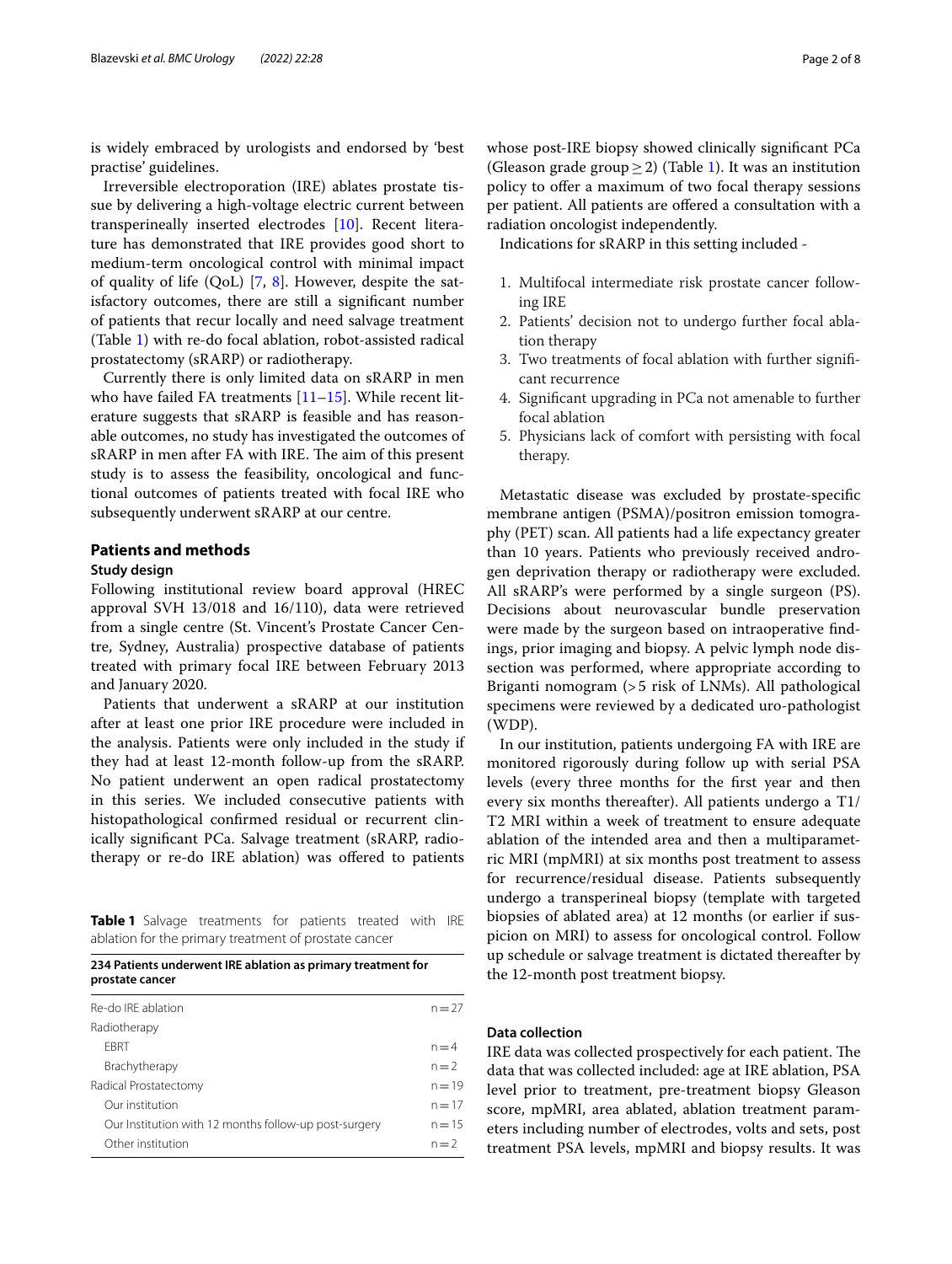is widely embraced by urologists and endorsed by 'best practise' guidelines.

Irreversible electroporation (IRE) ablates prostate tissue by delivering a high-voltage electric current between transperineally inserted electrodes [10]. Recent literature has demonstrated that IRE provides good short to medium-term oncological control with minimal impact of quality of life (QoL) [7, 8]. However, despite the satisfactory outcomes, there are still a significant number of patients that recur locally and need salvage treatment (Table 1) with re-do focal ablation, robot-assisted radical prostatectomy (sRARP) or radiotherapy.

Currently there is only limited data on sRARP in men who have failed FA treatments [11–15]. While recent literature suggests that sRARP is feasible and has reasonable outcomes, no study has investigated the outcomes of sRARP in men after FA with IRE. The aim of this present study is to assess the feasibility, oncological and functional outcomes of patients treated with focal IRE who subsequently underwent sRARP at our centre.

## Patients and methods

### Study design

Following institutional review board approval (HREC approval SVH 13/018 and 16/110), data were retrieved from a single centre (St. Vincent's Prostate Cancer Centre, Sydney, Australia) prospective database of patients treated with primary focal IRE between February 2013 and January 2020.

Patients that underwent a sRARP at our institution after at least one prior IRE procedure were included in the analysis. Patients were only included in the study if they had at least 12-month follow-up from the sRARP. No patient underwent an open radical prostatectomy in this series. We included consecutive patients with histopathological confirmed residual or recurrent clinically significant PCa. Salvage treatment (sRARP, radiotherapy or re-do IRE ablation) was offered to patients whose post-IRE biopsy showed clinically significant PCa (Gleason grade group $\geq 2$) (Table 1). It was an institution policy to offer a maximum of two focal therapy sessions per patient. All patients are offered a consultation with a radiation oncologist independently.

**Table 1** Salvage treatments for patients treated with IRE ablation for the primary treatment of prostate cancer

| 234 Patients underwent IRE ablation as primary treatment for prostate cancer | |
|---|---|
| Re-do IRE ablation | n = 27 |
| Radiotherapy | |
| EBRT | n = 4 |
| Brachytherapy | n = 2 |
| Radical Prostatectomy | n = 19 |
| Our institution | n = 17 |
| Our Institution with 12 months follow-up post-surgery | n = 15 |
| Other institution | n = 2 |

Indications for sRARP in this setting included -

1. Multifocal intermediate risk prostate cancer following IRE
2. Patients' decision not to undergo further focal ablation therapy
3. Two treatments of focal ablation with further significant recurrence
4. Significant upgrading in PCa not amenable to further focal ablation
5. Physicians lack of comfort with persisting with focal therapy.

Metastatic disease was excluded by prostate-specific membrane antigen (PSMA)/positron emission tomography (PET) scan. All patients had a life expectancy greater than 10 years. Patients who previously received androgen deprivation therapy or radiotherapy were excluded. All sRARP's were performed by a single surgeon (PS). Decisions about neurovascular bundle preservation were made by the surgeon based on intraoperative findings, prior imaging and biopsy. A pelvic lymph node dissection was performed, where appropriate according to Briganti nomogram (>5 risk of LNMs). All pathological specimens were reviewed by a dedicated uro-pathologist (WDP).

In our institution, patients undergoing FA with IRE are monitored rigorously during follow up with serial PSA levels (every three months for the first year and then every six months thereafter). All patients undergo a T1/T2 MRI within a week of treatment to ensure adequate ablation of the intended area and then a multiparametric MRI (mpMRI) at six months post treatment to assess for recurrence/residual disease. Patients subsequently undergo a transperineal biopsy (template with targeted biopsies of ablated area) at 12 months (or earlier if suspicion on MRI) to assess for oncological control. Follow up schedule or salvage treatment is dictated thereafter by the 12-month post treatment biopsy.

### Data collection

IRE data was collected prospectively for each patient. The data that was collected included: age at IRE ablation, PSA level prior to treatment, pre-treatment biopsy Gleason score, mpMRI, area ablated, ablation treatment parameters including number of electrodes, volts and sets, post treatment PSA levels, mpMRI and biopsy results. It was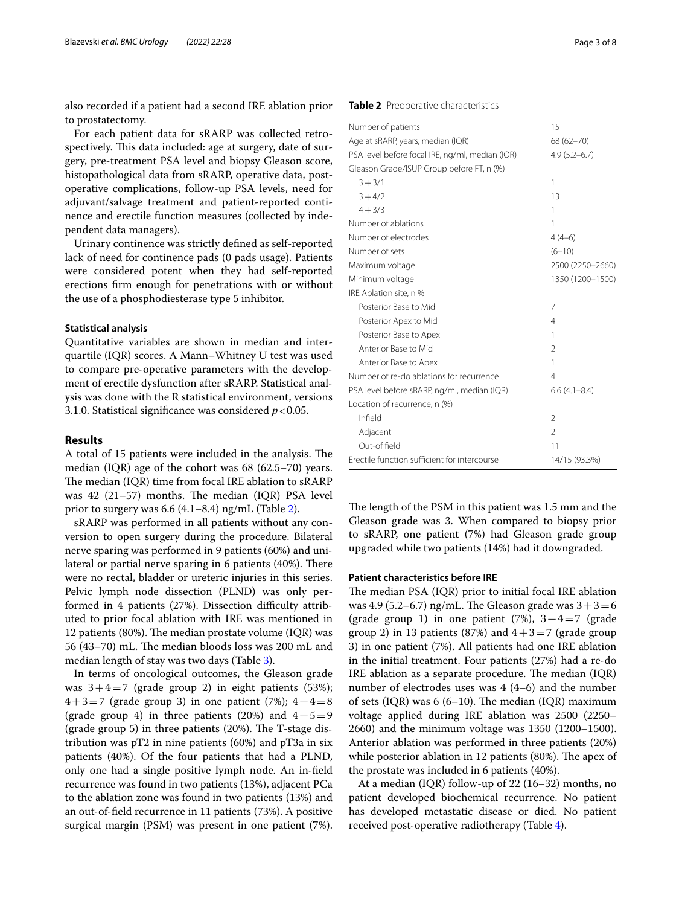also recorded if a patient had a second IRE ablation prior to prostatectomy.

For each patient data for sRARP was collected retrospectively. This data included: age at surgery, date of surgery, pre-treatment PSA level and biopsy Gleason score, histopathological data from sRARP, operative data, postoperative complications, follow-up PSA levels, need for adjuvant/salvage treatment and patient-reported continence and erectile function measures (collected by independent data managers).

Urinary continence was strictly defined as self-reported lack of need for continence pads (0 pads usage). Patients were considered potent when they had self-reported erections firm enough for penetrations with or without the use of a phosphodiesterase type 5 inhibitor.

### Statistical analysis

Quantitative variables are shown in median and interquartile (IQR) scores. A Mann–Whitney U test was used to compare pre-operative parameters with the development of erectile dysfunction after sRARP. Statistical analysis was done with the R statistical environment, versions 3.1.0. Statistical significance was considered $p < 0.05$.

## Results

A total of 15 patients were included in the analysis. The median (IQR) age of the cohort was 68 (62.5–70) years. The median (IQR) time from focal IRE ablation to sRARP was 42 (21–57) months. The median (IQR) PSA level prior to surgery was 6.6 (4.1–8.4) ng/mL (Table 2).

sRARP was performed in all patients without any conversion to open surgery during the procedure. Bilateral nerve sparing was performed in 9 patients (60%) and unilateral or partial nerve sparing in 6 patients (40%). There were no rectal, bladder or ureteric injuries in this series. Pelvic lymph node dissection (PLND) was only performed in 4 patients (27%). Dissection difficulty attributed to prior focal ablation with IRE was mentioned in 12 patients (80%). The median prostate volume (IQR) was 56 (43–70) mL. The median bloods loss was 200 mL and median length of stay was two days (Table 3).

In terms of oncological outcomes, the Gleason grade was $3+4=7$ (grade group 2) in eight patients (53%); $4+3=7$ (grade group 3) in one patient (7%); $4+4=8$ (grade group 4) in three patients (20%) and $4+5=9$ (grade group 5) in three patients (20%). The T-stage distribution was pT2 in nine patients (60%) and pT3a in six patients (40%). Of the four patients that had a PLND, only one had a single positive lymph node. An in-field recurrence was found in two patients (13%), adjacent PCa to the ablation zone was found in two patients (13%) and an out-of-field recurrence in 11 patients (73%). A positive surgical margin (PSM) was present in one patient (7%). The length of the PSM in this patient was 1.5 mm and the Gleason grade was 3. When compared to biopsy prior to sRARP, one patient (7%) had Gleason grade group upgraded while two patients (14%) had it downgraded.

**Table 2** Preoperative characteristics

| | |
|---|---|
| Number of patients | 15 |
| Age at sRARP, years, median (IQR) | 68 (62–70) |
| PSA level before focal IRE, ng/ml, median (IQR) | 4.9 (5.2–6.7) |
| Gleason Grade/ISUP Group before FT, n (%) | |
| 3 + 3/1 | 1 |
| 3 + 4/2 | 13 |
| 4 + 3/3 | 1 |
| Number of ablations | 1 |
| Number of electrodes | 4 (4–6) |
| Number of sets | (6–10) |
| Maximum voltage | 2500 (2250–2660) |
| Minimum voltage | 1350 (1200–1500) |
| IRE Ablation site, n % | |
| Posterior Base to Mid | 7 |
| Posterior Apex to Mid | 4 |
| Posterior Base to Apex | 1 |
| Anterior Base to Mid | 2 |
| Anterior Base to Apex | 1 |
| Number of re-do ablations for recurrence | 4 |
| PSA level before sRARP, ng/ml, median (IQR) | 6.6 (4.1–8.4) |
| Location of recurrence, n (%) | |
| Infield | 2 |
| Adjacent | 2 |
| Out-of field | 11 |
| Erectile function sufficient for intercourse | 14/15 (93.3%) |

### Patient characteristics before IRE

The median PSA (IQR) prior to initial focal IRE ablation was 4.9 (5.2–6.7) ng/mL. The Gleason grade was $3+3=6$ (grade group 1) in one patient (7%), $3+4=7$ (grade group 2) in 13 patients (87%) and $4+3=7$ (grade group 3) in one patient (7%). All patients had one IRE ablation in the initial treatment. Four patients (27%) had a re-do IRE ablation as a separate procedure. The median (IQR) number of electrodes uses was 4 (4–6) and the number of sets (IQR) was 6 (6–10). The median (IQR) maximum voltage applied during IRE ablation was 2500 (2250–2660) and the minimum voltage was 1350 (1200–1500). Anterior ablation was performed in three patients (20%) while posterior ablation in 12 patients (80%). The apex of the prostate was included in 6 patients (40%).

At a median (IQR) follow-up of 22 (16–32) months, no patient developed biochemical recurrence. No patient has developed metastatic disease or died. No patient received post-operative radiotherapy (Table 4).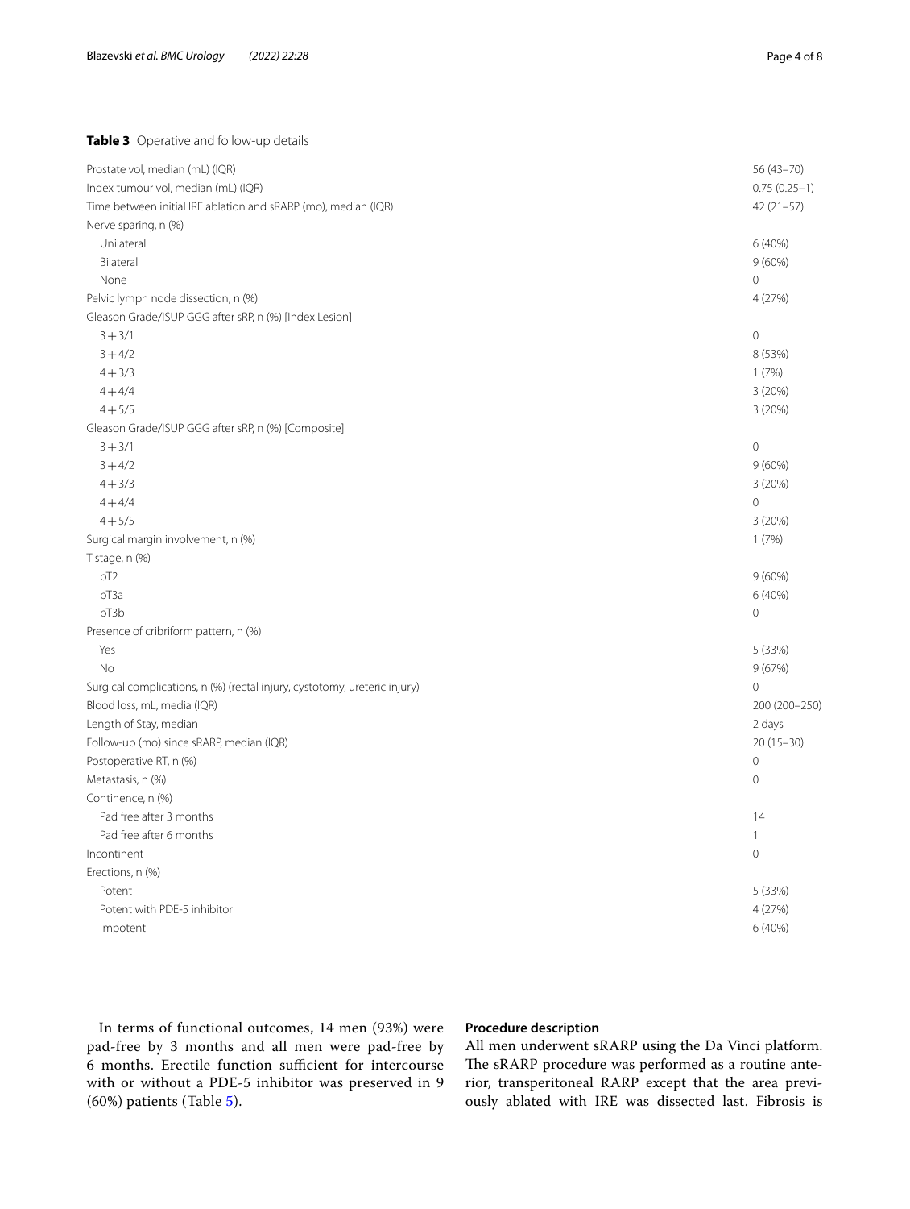**Table 3** Operative and follow-up details

| | |
|---|---|
| Prostate vol, median (mL) (IQR) | 56 (43–70) |
| Index tumour vol, median (mL) (IQR) | 0.75 (0.25–1) |
| Time between initial IRE ablation and sRARP (mo), median (IQR) | 42 (21–57) |
| Nerve sparing, n (%) | |
| Unilateral | 6 (40%) |
| Bilateral | 9 (60%) |
| None | 0 |
| Pelvic lymph node dissection, n (%) | 4 (27%) |
| Gleason Grade/ISUP GGG after sRP, n (%) [Index Lesion] | |
| 3 + 3/1 | 0 |
| 3 + 4/2 | 8 (53%) |
| 4 + 3/3 | 1 (7%) |
| 4 + 4/4 | 3 (20%) |
| 4 + 5/5 | 3 (20%) |
| Gleason Grade/ISUP GGG after sRP, n (%) [Composite] | |
| 3 + 3/1 | 0 |
| 3 + 4/2 | 9 (60%) |
| 4 + 3/3 | 3 (20%) |
| 4 + 4/4 | 0 |
| 4 + 5/5 | 3 (20%) |
| Surgical margin involvement, n (%) | 1 (7%) |
| T stage, n (%) | |
| pT2 | 9 (60%) |
| pT3a | 6 (40%) |
| pT3b | 0 |
| Presence of cribriform pattern, n (%) | |
| Yes | 5 (33%) |
| No | 9 (67%) |
| Surgical complications, n (%) (rectal injury, cystotomy, ureteric injury) | 0 |
| Blood loss, mL, media (IQR) | 200 (200–250) |
| Length of Stay, median | 2 days |
| Follow-up (mo) since sRARP, median (IQR) | 20 (15–30) |
| Postoperative RT, n (%) | 0 |
| Metastasis, n (%) | 0 |
| Continence, n (%) | |
| Pad free after 3 months | 14 |
| Pad free after 6 months | 1 |
| Incontinent | 0 |
| Erections, n (%) | |
| Potent | 5 (33%) |
| Potent with PDE-5 inhibitor | 4 (27%) |
| Impotent | 6 (40%) |

In terms of functional outcomes, 14 men (93%) were pad-free by 3 months and all men were pad-free by 6 months. Erectile function sufficient for intercourse with or without a PDE-5 inhibitor was preserved in 9 (60%) patients (Table 5).

### Procedure description

All men underwent sRARP using the Da Vinci platform. The sRARP procedure was performed as a routine anterior, transperitoneal RARP except that the area previously ablated with IRE was dissected last. Fibrosis is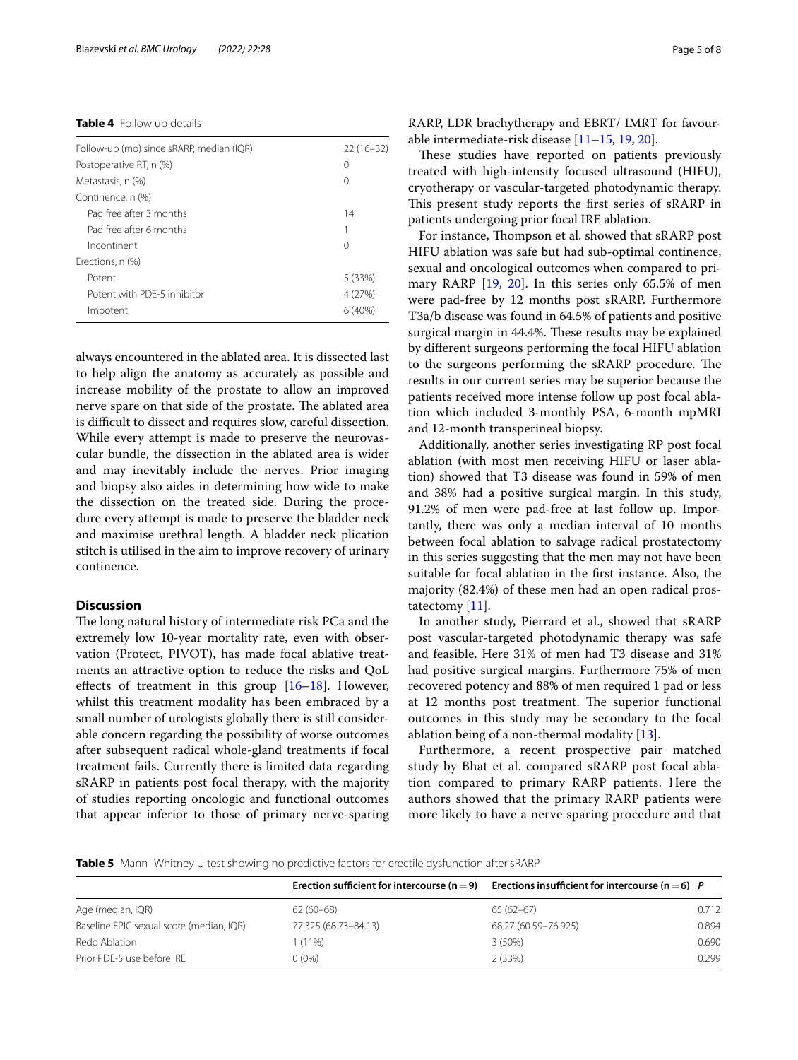**Table 4** Follow up details

| | |
|---|---|
| Follow-up (mo) since sRARP, median (IQR) | 22 (16–32) |
| Postoperative RT, n (%) | 0 |
| Metastasis, n (%) | 0 |
| Continence, n (%) | |
| Pad free after 3 months | 14 |
| Pad free after 6 months | 1 |
| Incontinent | 0 |
| Erections, n (%) | |
| Potent | 5 (33%) |
| Potent with PDE-5 inhibitor | 4 (27%) |
| Impotent | 6 (40%) |

always encountered in the ablated area. It is dissected last to help align the anatomy as accurately as possible and increase mobility of the prostate to allow an improved nerve spare on that side of the prostate. The ablated area is difficult to dissect and requires slow, careful dissection. While every attempt is made to preserve the neurovascular bundle, the dissection in the ablated area is wider and may inevitably include the nerves. Prior imaging and biopsy also aides in determining how wide to make the dissection on the treated side. During the procedure every attempt is made to preserve the bladder neck and maximise urethral length. A bladder neck plication stitch is utilised in the aim to improve recovery of urinary continence.

## Discussion

The long natural history of intermediate risk PCa and the extremely low 10-year mortality rate, even with observation (Protect, PIVOT), has made focal ablative treatments an attractive option to reduce the risks and QoL effects of treatment in this group [16–18]. However, whilst this treatment modality has been embraced by a small number of urologists globally there is still considerable concern regarding the possibility of worse outcomes after subsequent radical whole-gland treatments if focal treatment fails. Currently there is limited data regarding sRARP in patients post focal therapy, with the majority of studies reporting oncologic and functional outcomes that appear inferior to those of primary nerve-sparing RARP, LDR brachytherapy and EBRT/ IMRT for favourable intermediate-risk disease [11–15, 19, 20].

These studies have reported on patients previously treated with high-intensity focused ultrasound (HIFU), cryotherapy or vascular-targeted photodynamic therapy. This present study reports the first series of sRARP in patients undergoing prior focal IRE ablation.

For instance, Thompson et al. showed that sRARP post HIFU ablation was safe but had sub-optimal continence, sexual and oncological outcomes when compared to primary RARP [19, 20]. In this series only 65.5% of men were pad-free by 12 months post sRARP. Furthermore T3a/b disease was found in 64.5% of patients and positive surgical margin in 44.4%. These results may be explained by different surgeons performing the focal HIFU ablation to the surgeons performing the sRARP procedure. The results in our current series may be superior because the patients received more intense follow up post focal ablation which included 3-monthly PSA, 6-month mpMRI and 12-month transperineal biopsy.

Additionally, another series investigating RP post focal ablation (with most men receiving HIFU or laser ablation) showed that T3 disease was found in 59% of men and 38% had a positive surgical margin. In this study, 91.2% of men were pad-free at last follow up. Importantly, there was only a median interval of 10 months between focal ablation to salvage radical prostatectomy in this series suggesting that the men may not have been suitable for focal ablation in the first instance. Also, the majority (82.4%) of these men had an open radical prostatectomy [11].

In another study, Pierrard et al., showed that sRARP post vascular-targeted photodynamic therapy was safe and feasible. Here 31% of men had T3 disease and 31% had positive surgical margins. Furthermore 75% of men recovered potency and 88% of men required 1 pad or less at 12 months post treatment. The superior functional outcomes in this study may be secondary to the focal ablation being of a non-thermal modality [13].

Furthermore, a recent prospective pair matched study by Bhat et al. compared sRARP post focal ablation compared to primary RARP patients. Here the authors showed that the primary RARP patients were more likely to have a nerve sparing procedure and that

**Table 5** Mann–Whitney U test showing no predictive factors for erectile dysfunction after sRARP

| | Erection sufficient for intercourse (n = 9) | Erections insufficient for intercourse (n = 6) | P |
|---|---|---|---|
| Age (median, IQR) | 62 (60–68) | 65 (62–67) | 0.712 |
| Baseline EPIC sexual score (median, IQR) | 77.325 (68.73–84.13) | 68.27 (60.59–76.925) | 0.894 |
| Redo Ablation | 1 (11%) | 3 (50%) | 0.690 |
| Prior PDE-5 use before IRE | 0 (0%) | 2 (33%) | 0.299 |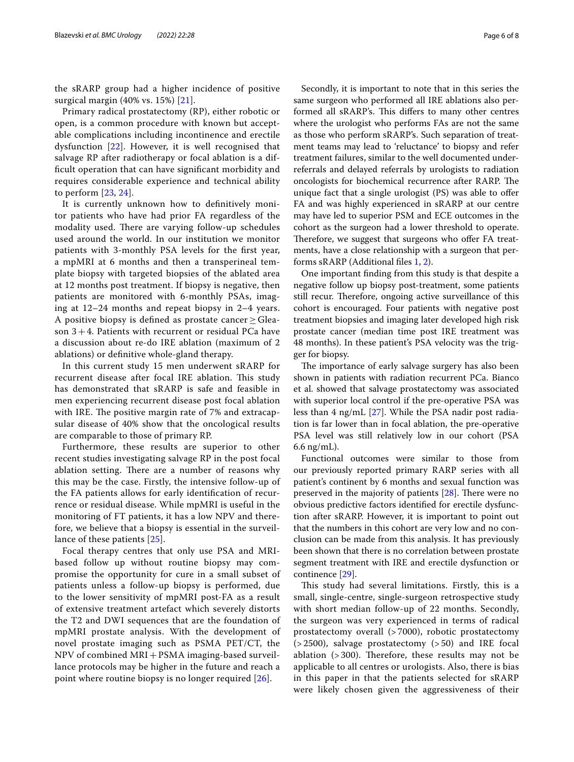the sRARP group had a higher incidence of positive surgical margin (40% vs. 15%) [21].

Primary radical prostatectomy (RP), either robotic or open, is a common procedure with known but acceptable complications including incontinence and erectile dysfunction [22]. However, it is well recognised that salvage RP after radiotherapy or focal ablation is a difficult operation that can have significant morbidity and requires considerable experience and technical ability to perform [23, 24].

It is currently unknown how to definitively monitor patients who have had prior FA regardless of the modality used. There are varying follow-up schedules used around the world. In our institution we monitor patients with 3-monthly PSA levels for the first year, a mpMRI at 6 months and then a transperineal template biopsy with targeted biopsies of the ablated area at 12 months post treatment. If biopsy is negative, then patients are monitored with 6-monthly PSAs, imaging at 12–24 months and repeat biopsy in 2–4 years. A positive biopsy is defined as prostate cancer ≥ Gleason 3 + 4. Patients with recurrent or residual PCa have a discussion about re-do IRE ablation (maximum of 2 ablations) or definitive whole-gland therapy.

In this current study 15 men underwent sRARP for recurrent disease after focal IRE ablation. This study has demonstrated that sRARP is safe and feasible in men experiencing recurrent disease post focal ablation with IRE. The positive margin rate of 7% and extracapsular disease of 40% show that the oncological results are comparable to those of primary RP.

Furthermore, these results are superior to other recent studies investigating salvage RP in the post focal ablation setting. There are a number of reasons why this may be the case. Firstly, the intensive follow-up of the FA patients allows for early identification of recurrence or residual disease. While mpMRI is useful in the monitoring of FT patients, it has a low NPV and therefore, we believe that a biopsy is essential in the surveillance of these patients [25].

Focal therapy centres that only use PSA and MRI-based follow up without routine biopsy may compromise the opportunity for cure in a small subset of patients unless a follow-up biopsy is performed, due to the lower sensitivity of mpMRI post-FA as a result of extensive treatment artefact which severely distorts the T2 and DWI sequences that are the foundation of mpMRI prostate analysis. With the development of novel prostate imaging such as PSMA PET/CT, the NPV of combined MRI + PSMA imaging-based surveillance protocols may be higher in the future and reach a point where routine biopsy is no longer required [26].

Secondly, it is important to note that in this series the same surgeon who performed all IRE ablations also performed all sRARP's. This differs to many other centres where the urologist who performs FAs are not the same as those who perform sRARP's. Such separation of treatment teams may lead to 'reluctance' to biopsy and refer treatment failures, similar to the well documented under-referrals and delayed referrals by urologists to radiation oncologists for biochemical recurrence after RARP. The unique fact that a single urologist (PS) was able to offer FA and was highly experienced in sRARP at our centre may have led to superior PSM and ECE outcomes in the cohort as the surgeon had a lower threshold to operate. Therefore, we suggest that surgeons who offer FA treatments, have a close relationship with a surgeon that performs sRARP (Additional files 1, 2).

One important finding from this study is that despite a negative follow up biopsy post-treatment, some patients still recur. Therefore, ongoing active surveillance of this cohort is encouraged. Four patients with negative post treatment biopsies and imaging later developed high risk prostate cancer (median time post IRE treatment was 48 months). In these patient's PSA velocity was the trigger for biopsy.

The importance of early salvage surgery has also been shown in patients with radiation recurrent PCa. Bianco et al. showed that salvage prostatectomy was associated with superior local control if the pre-operative PSA was less than 4 ng/mL [27]. While the PSA nadir post radiation is far lower than in focal ablation, the pre-operative PSA level was still relatively low in our cohort (PSA 6.6 ng/mL).

Functional outcomes were similar to those from our previously reported primary RARP series with all patient's continent by 6 months and sexual function was preserved in the majority of patients [28]. There were no obvious predictive factors identified for erectile dysfunction after sRARP. However, it is important to point out that the numbers in this cohort are very low and no conclusion can be made from this analysis. It has previously been shown that there is no correlation between prostate segment treatment with IRE and erectile dysfunction or continence [29].

This study had several limitations. Firstly, this is a small, single-centre, single-surgeon retrospective study with short median follow-up of 22 months. Secondly, the surgeon was very experienced in terms of radical prostatectomy overall (> 7000), robotic prostatectomy (> 2500), salvage prostatectomy (> 50) and IRE focal ablation (> 300). Therefore, these results may not be applicable to all centres or urologists. Also, there is bias in this paper in that the patients selected for sRARP were likely chosen given the aggressiveness of their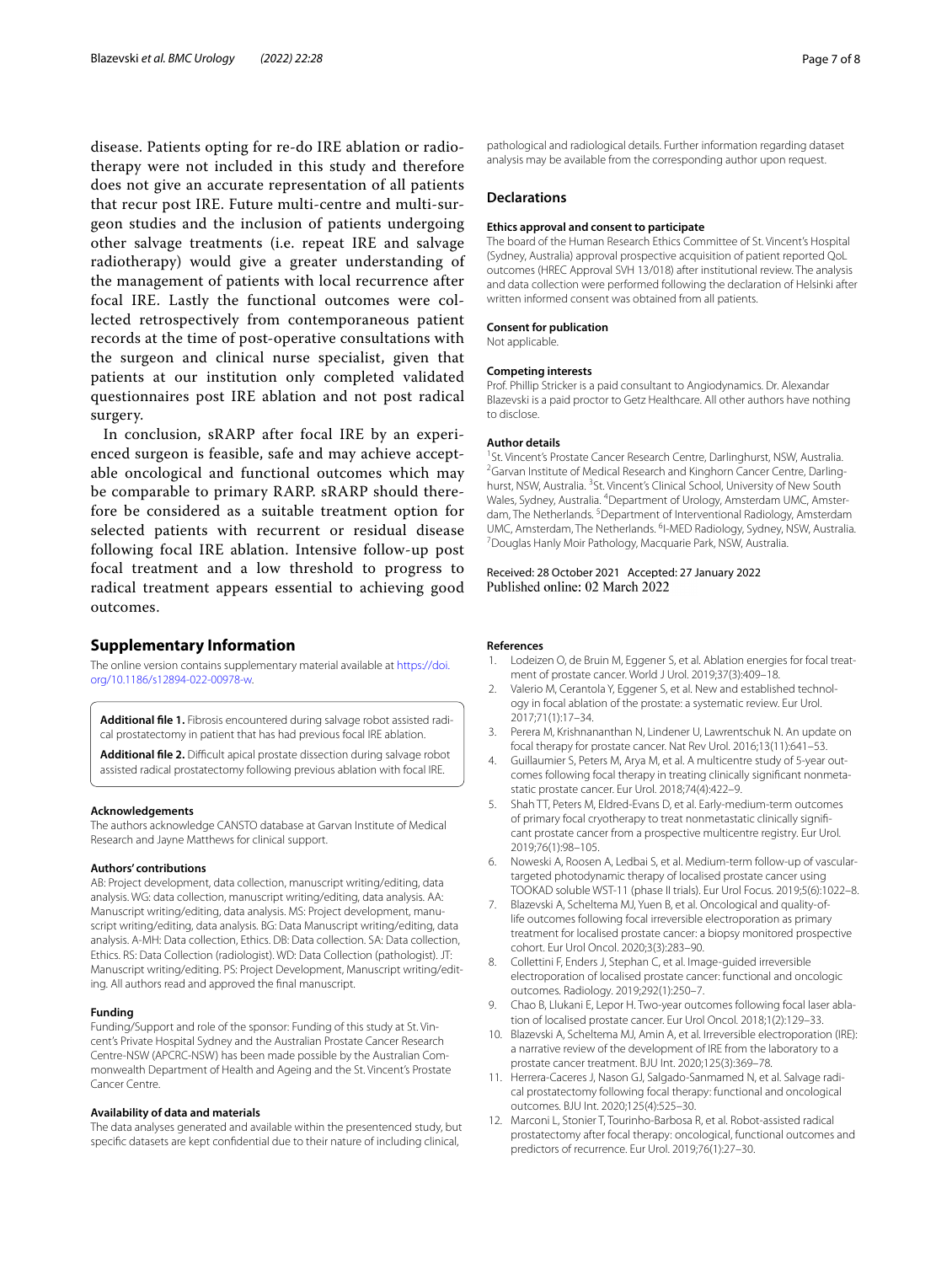disease. Patients opting for re-do IRE ablation or radiotherapy were not included in this study and therefore does not give an accurate representation of all patients that recur post IRE. Future multi-centre and multi-surgeon studies and the inclusion of patients undergoing other salvage treatments (i.e. repeat IRE and salvage radiotherapy) would give a greater understanding of the management of patients with local recurrence after focal IRE. Lastly the functional outcomes were collected retrospectively from contemporaneous patient records at the time of post-operative consultations with the surgeon and clinical nurse specialist, given that patients at our institution only completed validated questionnaires post IRE ablation and not post radical surgery.

In conclusion, sRARP after focal IRE by an experienced surgeon is feasible, safe and may achieve acceptable oncological and functional outcomes which may be comparable to primary RARP. sRARP should therefore be considered as a suitable treatment option for selected patients with recurrent or residual disease following focal IRE ablation. Intensive follow-up post focal treatment and a low threshold to progress to radical treatment appears essential to achieving good outcomes.

## Supplementary Information

The online version contains supplementary material available at https://doi.org/10.1186/s12894-022-00978-w.

**Additional file 1.** Fibrosis encountered during salvage robot assisted radical prostatectomy in patient that has had previous focal IRE ablation.

**Additional file 2.** Difficult apical prostate dissection during salvage robot assisted radical prostatectomy following previous ablation with focal IRE.

### Acknowledgements

The authors acknowledge CANSTO database at Garvan Institute of Medical Research and Jayne Matthews for clinical support.

### Authors' contributions

AB: Project development, data collection, manuscript writing/editing, data analysis. WG: data collection, manuscript writing/editing, data analysis. AA: Manuscript writing/editing, data analysis. MS: Project development, manuscript writing/editing, data analysis. BG: Data Manuscript writing/editing, data analysis. A-MH: Data collection, Ethics. DB: Data collection. SA: Data collection, Ethics. RS: Data Collection (radiologist). WD: Data Collection (pathologist). JT: Manuscript writing/editing. PS: Project Development, Manuscript writing/editing. All authors read and approved the final manuscript.

### Funding

Funding/Support and role of the sponsor: Funding of this study at St. Vincent's Private Hospital Sydney and the Australian Prostate Cancer Research Centre-NSW (APCRC-NSW) has been made possible by the Australian Commonwealth Department of Health and Ageing and the St. Vincent's Prostate Cancer Centre.

### Availability of data and materials

The data analyses generated and available within the presentenced study, but specific datasets are kept confidential due to their nature of including clinical, pathological and radiological details. Further information regarding dataset analysis may be available from the corresponding author upon request.

## Declarations

### Ethics approval and consent to participate

The board of the Human Research Ethics Committee of St. Vincent's Hospital (Sydney, Australia) approval prospective acquisition of patient reported QoL outcomes (HREC Approval SVH 13/018) after institutional review. The analysis and data collection were performed following the declaration of Helsinki after written informed consent was obtained from all patients.

### Consent for publication

Not applicable.

### Competing interests

Prof. Phillip Stricker is a paid consultant to Angiodynamics. Dr. Alexandar Blazevski is a paid proctor to Getz Healthcare. All other authors have nothing to disclose.

### Author details

[1]St. Vincent's Prostate Cancer Research Centre, Darlinghurst, NSW, Australia. [2]Garvan Institute of Medical Research and Kinghorn Cancer Centre, Darlinghurst, NSW, Australia. [3]St. Vincent's Clinical School, University of New South Wales, Sydney, Australia. [4]Department of Urology, Amsterdam UMC, Amsterdam, The Netherlands. [5]Department of Interventional Radiology, Amsterdam UMC, Amsterdam, The Netherlands. [6]I-MED Radiology, Sydney, NSW, Australia. [7]Douglas Hanly Moir Pathology, Macquarie Park, NSW, Australia.

Received: 28 October 2021 Accepted: 27 January 2022
Published online: 02 March 2022

### References

1. Lodeizen O, de Bruin M, Eggener S, et al. Ablation energies for focal treatment of prostate cancer. World J Urol. 2019;37(3):409–18.
2. Valerio M, Cerantola Y, Eggener S, et al. New and established technology in focal ablation of the prostate: a systematic review. Eur Urol. 2017;71(1):17–34.
3. Perera M, Krishnananthan N, Lindener U, Lawrentschuk N. An update on focal therapy for prostate cancer. Nat Rev Urol. 2016;13(11):641–53.
4. Guillaumier S, Peters M, Arya M, et al. A multicentre study of 5-year outcomes following focal therapy in treating clinically significant nonmetastatic prostate cancer. Eur Urol. 2018;74(4):422–9.
5. Shah TT, Peters M, Eldred-Evans D, et al. Early-medium-term outcomes of primary focal cryotherapy to treat nonmetastatic clinically significant prostate cancer from a prospective multicentre registry. Eur Urol. 2019;76(1):98–105.
6. Noweski A, Roosen A, Ledbai S, et al. Medium-term follow-up of vascular-targeted photodynamic therapy of localised prostate cancer using TOOKAD soluble WST-11 (phase II trials). Eur Urol Focus. 2019;5(6):1022–8.
7. Blazevski A, Scheltema MJ, Yuen B, et al. Oncological and quality-of-life outcomes following focal irreversible electroporation as primary treatment for localised prostate cancer: a biopsy monitored prospective cohort. Eur Urol Oncol. 2020;3(3):283–90.
8. Collettini F, Enders J, Stephan C, et al. Image-guided irreversible electroporation of localised prostate cancer: functional and oncologic outcomes. Radiology. 2019;292(1):250–7.
9. Chao B, Llukani E, Lepor H. Two-year outcomes following focal laser ablation of localised prostate cancer. Eur Urol Oncol. 2018;1(2):129–33.
10. Blazevski A, Scheltema MJ, Amin A, et al. Irreversible electroporation (IRE): a narrative review of the development of IRE from the laboratory to a prostate cancer treatment. BJU Int. 2020;125(3):369–78.
11. Herrera-Caceres J, Nason GJ, Salgado-Sanmamed N, et al. Salvage radical prostatectomy following focal therapy: functional and oncological outcomes. BJU Int. 2020;125(4):525–30.
12. Marconi L, Stonier T, Tourinho-Barbosa R, et al. Robot-assisted radical prostatectomy after focal therapy: oncological, functional outcomes and predictors of recurrence. Eur Urol. 2019;76(1):27–30.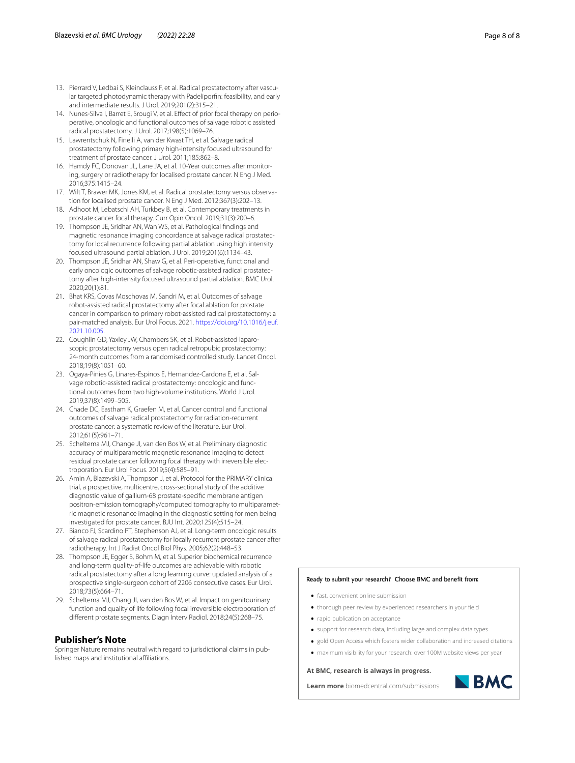13. Pierrard V, Ledbai S, Kleinclauss F, et al. Radical prostatectomy after vascular targeted photodynamic therapy with Padeliporfin: feasibility, and early and intermediate results. J Urol. 2019;201(2):315–21.
14. Nunes-Silva I, Barret E, Srougi V, et al. Effect of prior focal therapy on perioperative, oncologic and functional outcomes of salvage robotic assisted radical prostatectomy. J Urol. 2017;198(5):1069–76.
15. Lawrentschuk N, Finelli A, van der Kwast TH, et al. Salvage radical prostatectomy following primary high-intensity focused ultrasound for treatment of prostate cancer. J Urol. 2011;185:862–8.
16. Hamdy FC, Donovan JL, Lane JA, et al. 10-Year outcomes after monitoring, surgery or radiotherapy for localised prostate cancer. N Eng J Med. 2016;375:1415–24.
17. Wilt T, Brawer MK, Jones KM, et al. Radical prostatectomy versus observation for localised prostate cancer. N Eng J Med. 2012;367(3):202–13.
18. Adhoot M, Lebatschi AH, Turkbey B, et al. Contemporary treatments in prostate cancer focal therapy. Curr Opin Oncol. 2019;31(3):200–6.
19. Thompson JE, Sridhar AN, Wan WS, et al. Pathological findings and magnetic resonance imaging concordance at salvage radical prostatectomy for local recurrence following partial ablation using high intensity focused ultrasound partial ablation. J Urol. 2019;201(6):1134–43.
20. Thompson JE, Sridhar AN, Shaw G, et al. Peri-operative, functional and early oncologic outcomes of salvage robotic-assisted radical prostatectomy after high-intensity focused ultrasound partial ablation. BMC Urol. 2020;20(1):81.
21. Bhat KRS, Covas Moschovas M, Sandri M, et al. Outcomes of salvage robot-assisted radical prostatectomy after focal ablation for prostate cancer in comparison to primary robot-assisted radical prostatectomy: a pair-matched analysis. Eur Urol Focus. 2021. https://doi.org/10.1016/j.euf.2021.10.005.
22. Coughlin GD, Yaxley JW, Chambers SK, et al. Robot-assisted laparoscopic prostatectomy versus open radical retropubic prostatectomy: 24-month outcomes from a randomised controlled study. Lancet Oncol. 2018;19(8):1051–60.
23. Ogaya-Pinies G, Linares-Espinos E, Hernandez-Cardona E, et al. Salvage robotic-assisted radical prostatectomy: oncologic and functional outcomes from two high-volume institutions. World J Urol. 2019;37(8):1499–505.
24. Chade DC, Eastham K, Graefen M, et al. Cancer control and functional outcomes of salvage radical prostatectomy for radiation-recurrent prostate cancer: a systematic review of the literature. Eur Urol. 2012;61(5):961–71.
25. Scheltema MJ, Change JI, van den Bos W, et al. Preliminary diagnostic accuracy of multiparametric magnetic resonance imaging to detect residual prostate cancer following focal therapy with irreversible electroporation. Eur Urol Focus. 2019;5(4):585–91.
26. Amin A, Blazevski A, Thompson J, et al. Protocol for the PRIMARY clinical trial, a prospective, multicentre, cross-sectional study of the additive diagnostic value of gallium-68 prostate-specific membrane antigen positron-emission tomography/computed tomography to multiparametric magnetic resonance imaging in the diagnostic setting for men being investigated for prostate cancer. BJU Int. 2020;125(4):515–24.
27. Bianco FJ, Scardino PT, Stephenson AJ, et al. Long-term oncologic results of salvage radical prostatectomy for locally recurrent prostate cancer after radiotherapy. Int J Radiat Oncol Biol Phys. 2005;62(2):448–53.
28. Thompson JE, Egger S, Bohm M, et al. Superior biochemical recurrence and long-term quality-of-life outcomes are achievable with robotic radical prostatectomy after a long learning curve: updated analysis of a prospective single-surgeon cohort of 2206 consecutive cases. Eur Urol. 2018;73(5):664–71.
29. Scheltema MJ, Chang JI, van den Bos W, et al. Impact on genitourinary function and quality of life following focal irreversible electroporation of different prostate segments. Diagn Interv Radiol. 2018;24(5):268–75.

## Publisher's Note

Springer Nature remains neutral with regard to jurisdictional claims in published maps and institutional affiliations.

Ready to submit your research? Choose BMC and benefit from:

- fast, convenient online submission
- thorough peer review by experienced researchers in your field
- rapid publication on acceptance
- support for research data, including large and complex data types
- gold Open Access which fosters wider collaboration and increased citations
- maximum visibility for your research: over 100M website views per year

**At BMC, research is always in progress.**

**Learn more** biomedcentral.com/submissions

BMC